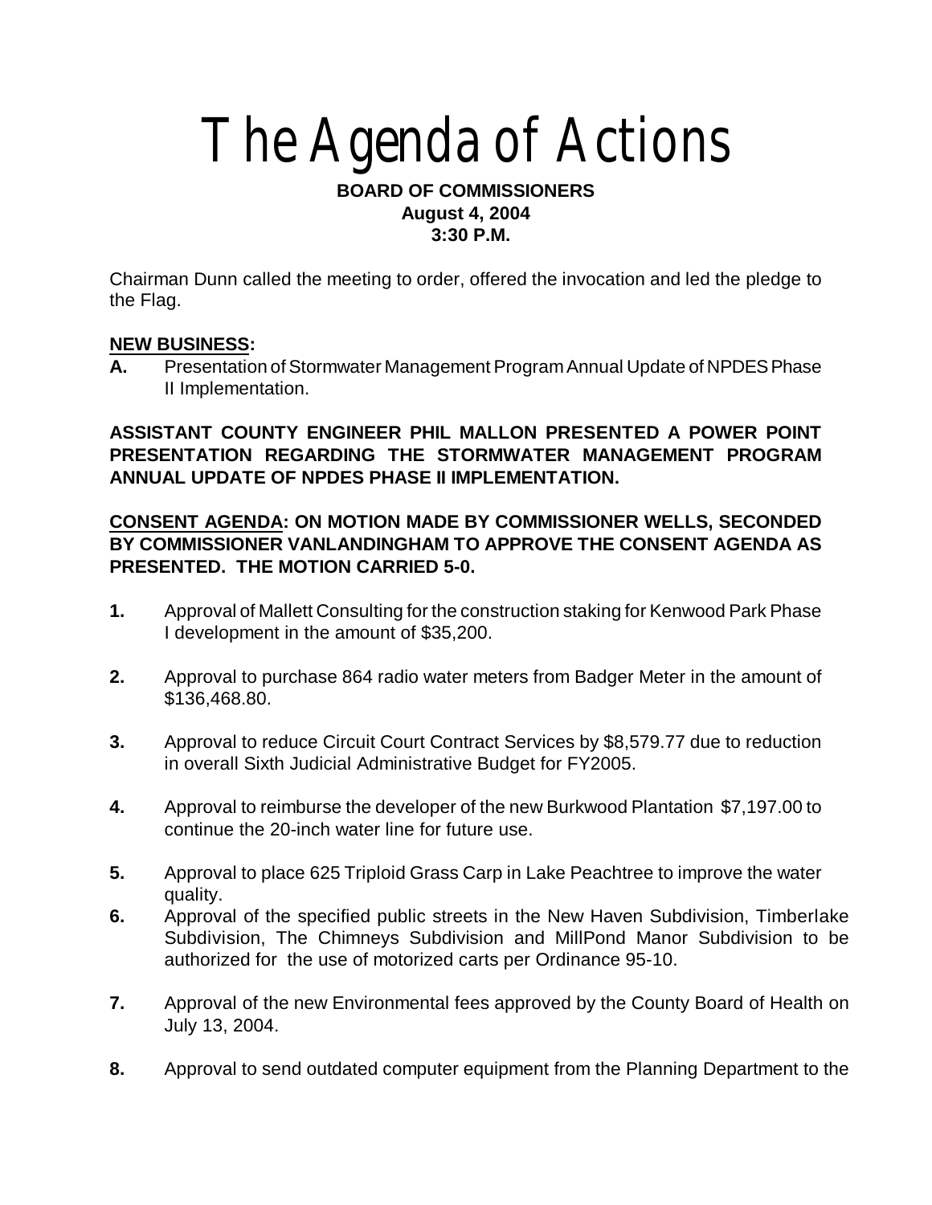# The Agenda of Actions

**BOARD OF COMMISSIONERS**
**August 4, 2004**
**3:30 P.M.**

Chairman Dunn called the meeting to order, offered the invocation and led the pledge to the Flag.

**<u>NEW BUSINESS</u>:**

**A.** Presentation of Stormwater Management Program Annual Update of NPDES Phase II Implementation.

**ASSISTANT COUNTY ENGINEER PHIL MALLON PRESENTED A POWER POINT PRESENTATION REGARDING THE STORMWATER MANAGEMENT PROGRAM ANNUAL UPDATE OF NPDES PHASE II IMPLEMENTATION.**

**<u>CONSENT AGENDA</u>: ON MOTION MADE BY COMMISSIONER WELLS, SECONDED BY COMMISSIONER VANLANDINGHAM TO APPROVE THE CONSENT AGENDA AS PRESENTED. THE MOTION CARRIED 5-0.**

**1.** Approval of Mallett Consulting for the construction staking for Kenwood Park Phase I development in the amount of $35,200.

**2.** Approval to purchase 864 radio water meters from Badger Meter in the amount of $136,468.80.

**3.** Approval to reduce Circuit Court Contract Services by $8,579.77 due to reduction in overall Sixth Judicial Administrative Budget for FY2005.

**4.** Approval to reimburse the developer of the new Burkwood Plantation $7,197.00 to continue the 20-inch water line for future use.

**5.** Approval to place 625 Triploid Grass Carp in Lake Peachtree to improve the water quality.

**6.** Approval of the specified public streets in the New Haven Subdivision, Timberlake Subdivision, The Chimneys Subdivision and MillPond Manor Subdivision to be authorized for the use of motorized carts per Ordinance 95-10.

**7.** Approval of the new Environmental fees approved by the County Board of Health on July 13, 2004.

**8.** Approval to send outdated computer equipment from the Planning Department to the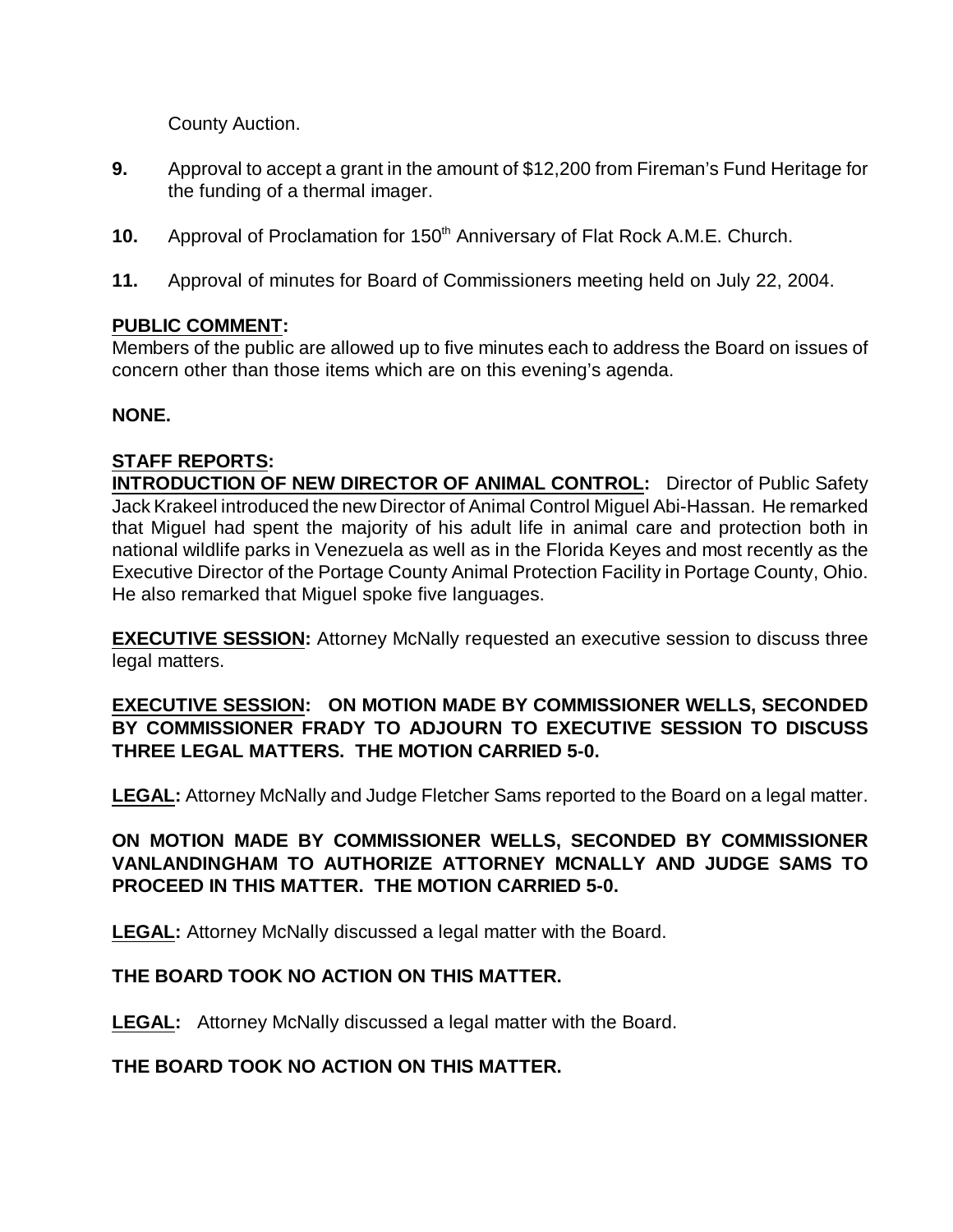County Auction.

**9.** Approval to accept a grant in the amount of $12,200 from Fireman's Fund Heritage for the funding of a thermal imager.

**10.** Approval of Proclamation for 150th Anniversary of Flat Rock A.M.E. Church.

**11.** Approval of minutes for Board of Commissioners meeting held on July 22, 2004.

**PUBLIC COMMENT:**
Members of the public are allowed up to five minutes each to address the Board on issues of concern other than those items which are on this evening's agenda.

**NONE.**

**STAFF REPORTS:**
**INTRODUCTION OF NEW DIRECTOR OF ANIMAL CONTROL:** Director of Public Safety Jack Krakeel introduced the new Director of Animal Control Miguel Abi-Hassan. He remarked that Miguel had spent the majority of his adult life in animal care and protection both in national wildlife parks in Venezuela as well as in the Florida Keyes and most recently as the Executive Director of the Portage County Animal Protection Facility in Portage County, Ohio. He also remarked that Miguel spoke five languages.

**EXECUTIVE SESSION:** Attorney McNally requested an executive session to discuss three legal matters.

**EXECUTIVE SESSION: ON MOTION MADE BY COMMISSIONER WELLS, SECONDED BY COMMISSIONER FRADY TO ADJOURN TO EXECUTIVE SESSION TO DISCUSS THREE LEGAL MATTERS. THE MOTION CARRIED 5-0.**

**LEGAL:** Attorney McNally and Judge Fletcher Sams reported to the Board on a legal matter.

**ON MOTION MADE BY COMMISSIONER WELLS, SECONDED BY COMMISSIONER VANLANDINGHAM TO AUTHORIZE ATTORNEY MCNALLY AND JUDGE SAMS TO PROCEED IN THIS MATTER. THE MOTION CARRIED 5-0.**

**LEGAL:** Attorney McNally discussed a legal matter with the Board.

**THE BOARD TOOK NO ACTION ON THIS MATTER.**

**LEGAL:** Attorney McNally discussed a legal matter with the Board.

**THE BOARD TOOK NO ACTION ON THIS MATTER.**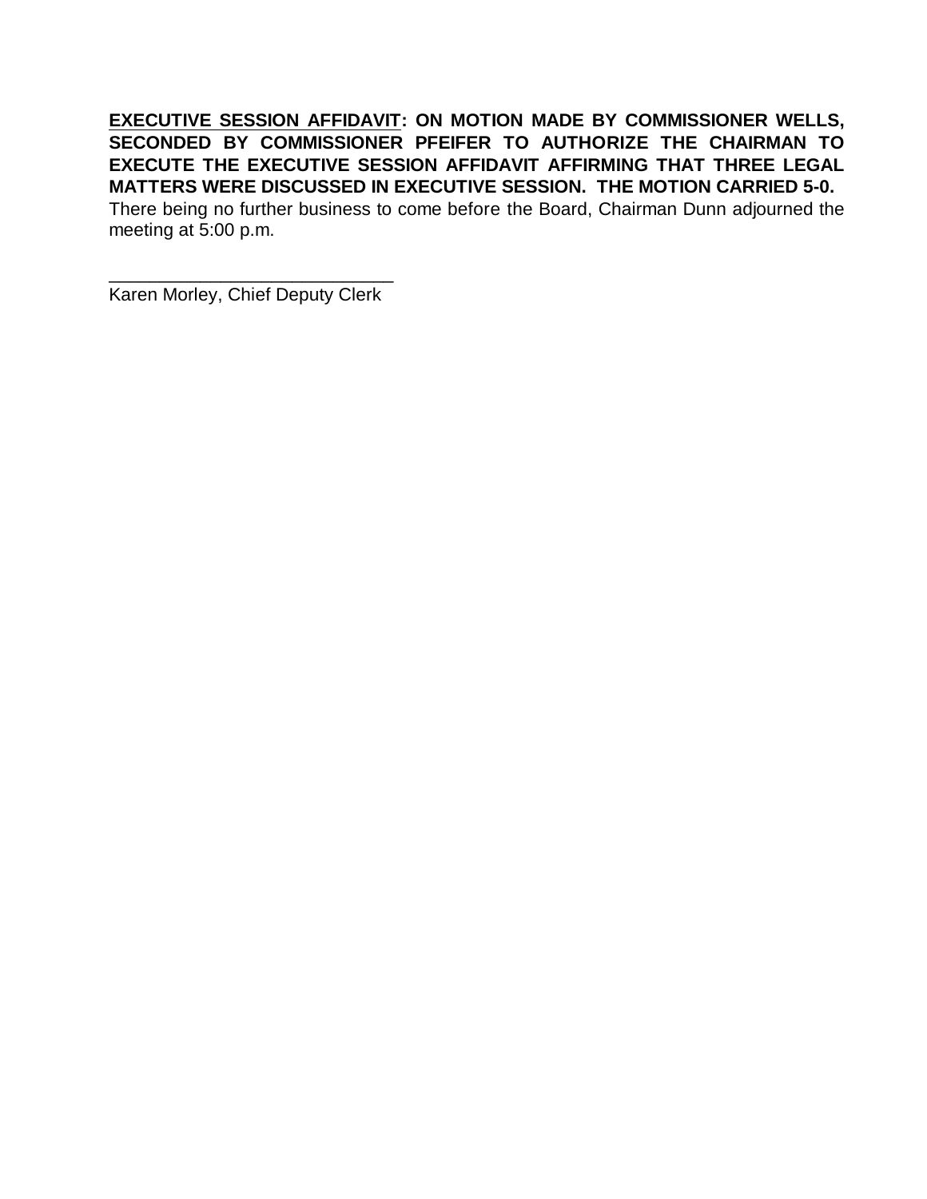**<u>EXECUTIVE SESSION AFFIDAVIT</u>: ON MOTION MADE BY COMMISSIONER WELLS, SECONDED BY COMMISSIONER PFEIFER TO AUTHORIZE THE CHAIRMAN TO EXECUTE THE EXECUTIVE SESSION AFFIDAVIT AFFIRMING THAT THREE LEGAL MATTERS WERE DISCUSSED IN EXECUTIVE SESSION. THE MOTION CARRIED 5-0.**

There being no further business to come before the Board, Chairman Dunn adjourned the meeting at 5:00 p.m.

\_\_\_\_\_\_\_\_\_\_\_\_\_\_\_\_\_\_\_\_\_\_\_\_\_\_\_\_\_\_

Karen Morley, Chief Deputy Clerk